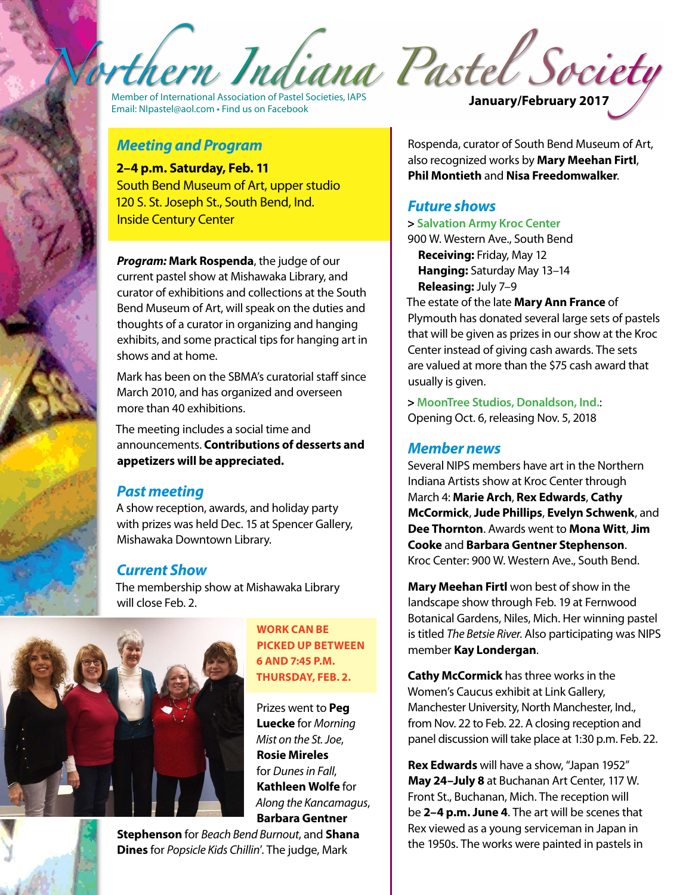# Northern Indiana Pastel Society

Member of International Association of Pastel Societies, IAPS
Email: NIpastel@aol.com • Find us on Facebook

**January/February 2017**

## *Meeting and Program*

**2–4 p.m. Saturday, Feb. 11**
South Bend Museum of Art, upper studio
120 S. St. Joseph St., South Bend, Ind.
Inside Century Center

***Program:*** **Mark Rospenda**, the judge of our current pastel show at Mishawaka Library, and curator of exhibitions and collections at the South Bend Museum of Art, will speak on the duties and thoughts of a curator in organizing and hanging exhibits, and some practical tips for hanging art in shows and at home.

Mark has been on the SBMA's curatorial staff since March 2010, and has organized and overseen more than 40 exhibitions.

The meeting includes a social time and announcements. **Contributions of desserts and appetizers will be appreciated.**

## *Past meeting*

A show reception, awards, and holiday party with prizes was held Dec. 15 at Spencer Gallery, Mishawaka Downtown Library.

## *Current Show*

The membership show at Mishawaka Library will close Feb. 2.

**WORK CAN BE PICKED UP BETWEEN 6 AND 7:45 P.M. THURSDAY, FEB. 2.**

Prizes went to **Peg Luecke** for *Morning Mist on the St. Joe*, **Rosie Mireles** for *Dunes in Fall*, **Kathleen Wolfe** for *Along the Kancamagus*, **Barbara Gentner Stephenson** for *Beach Bend Burnout*, and **Shana Dines** for *Popsicle Kids Chillin'*. The judge, Mark Rospenda, curator of South Bend Museum of Art, also recognized works by **Mary Meehan Firtl**, **Phil Montieth** and **Nisa Freedomwalker**.

## *Future shows*

> **Salvation Army Kroc Center**
900 W. Western Ave., South Bend
**Receiving:** Friday, May 12
**Hanging:** Saturday May 13–14
**Releasing:** July 7–9

The estate of the late **Mary Ann France** of Plymouth has donated several large sets of pastels that will be given as prizes in our show at the Kroc Center instead of giving cash awards. The sets are valued at more than the $75 cash award that usually is given.

> **MoonTree Studios, Donaldson, Ind.**: Opening Oct. 6, releasing Nov. 5, 2018

## *Member news*

Several NIPS members have art in the Northern Indiana Artists show at Kroc Center through March 4: **Marie Arch**, **Rex Edwards**, **Cathy McCormick**, **Jude Phillips**, **Evelyn Schwenk**, and **Dee Thornton**. Awards went to **Mona Witt**, **Jim Cooke** and **Barbara Gentner Stephenson**. Kroc Center: 900 W. Western Ave., South Bend.

**Mary Meehan Firtl** won best of show in the landscape show through Feb. 19 at Fernwood Botanical Gardens, Niles, Mich. Her winning pastel is titled *The Betsie River*. Also participating was NIPS member **Kay Londergan**.

**Cathy McCormick** has three works in the Women's Caucus exhibit at Link Gallery, Manchester University, North Manchester, Ind., from Nov. 22 to Feb. 22. A closing reception and panel discussion will take place at 1:30 p.m. Feb. 22.

**Rex Edwards** will have a show, "Japan 1952" **May 24–July 8** at Buchanan Art Center, 117 W. Front St., Buchanan, Mich. The reception will be **2–4 p.m. June 4**. The art will be scenes that Rex viewed as a young serviceman in Japan in the 1950s. The works were painted in pastels in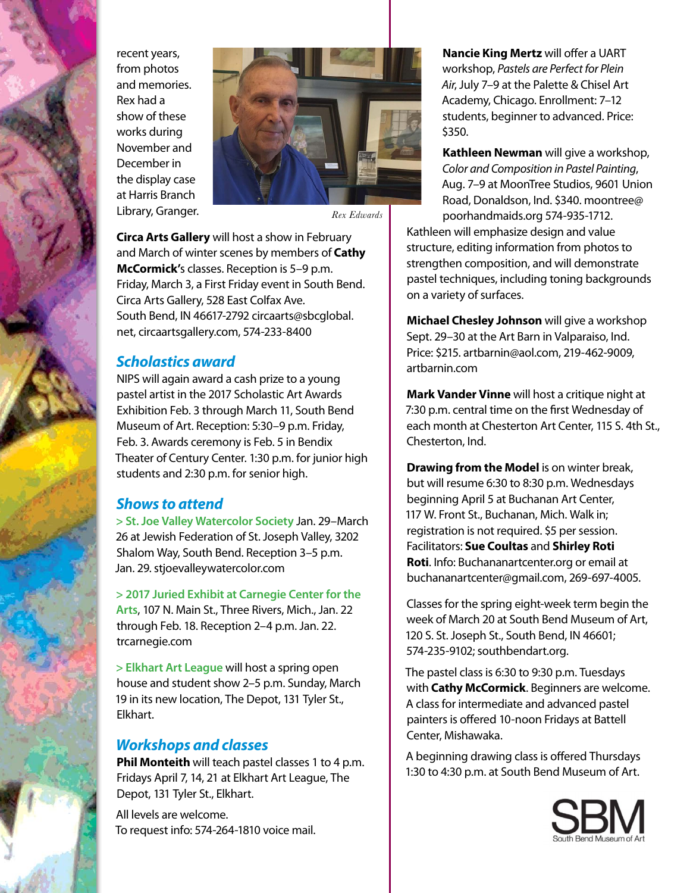recent years, from photos and memories. Rex had a show of these works during November and December in the display case at Harris Branch Library, Granger.

*Rex Edwards*

**Circa Arts Gallery** will host a show in February and March of winter scenes by members of **Cathy McCormick's** classes. Reception is 5–9 p.m. Friday, March 3, a First Friday event in South Bend. Circa Arts Gallery, 528 East Colfax Ave. South Bend, IN 46617-2792 circaarts@sbcglobal.net, circaartsgallery.com, 574-233-8400

## *Scholastics award*

NIPS will again award a cash prize to a young pastel artist in the 2017 Scholastic Art Awards Exhibition Feb. 3 through March 11, South Bend Museum of Art. Reception: 5:30–9 p.m. Friday, Feb. 3. Awards ceremony is Feb. 5 in Bendix Theater of Century Center. 1:30 p.m. for junior high students and 2:30 p.m. for senior high.

## *Shows to attend*

> **St. Joe Valley Watercolor Society** Jan. 29–March 26 at Jewish Federation of St. Joseph Valley, 3202 Shalom Way, South Bend. Reception 3–5 p.m. Jan. 29. stjoevalleywatercolor.com

> **2017 Juried Exhibit at Carnegie Center for the Arts**, 107 N. Main St., Three Rivers, Mich., Jan. 22 through Feb. 18. Reception 2–4 p.m. Jan. 22. trcarnegie.com

> **Elkhart Art League** will host a spring open house and student show 2–5 p.m. Sunday, March 19 in its new location, The Depot, 131 Tyler St., Elkhart.

## *Workshops and classes*

**Phil Monteith** will teach pastel classes 1 to 4 p.m. Fridays April 7, 14, 21 at Elkhart Art League, The Depot, 131 Tyler St., Elkhart.

All levels are welcome.
To request info: 574-264-1810 voice mail.

**Nancie King Mertz** will offer a UART workshop, *Pastels are Perfect for Plein Air*, July 7–9 at the Palette & Chisel Art Academy, Chicago. Enrollment: 7–12 students, beginner to advanced. Price: $350.

**Kathleen Newman** will give a workshop, *Color and Composition in Pastel Painting*, Aug. 7–9 at MoonTree Studios, 9601 Union Road, Donaldson, Ind. $340. moontree@poorhandmaids.org 574-935-1712.
Kathleen will emphasize design and value structure, editing information from photos to strengthen composition, and will demonstrate pastel techniques, including toning backgrounds on a variety of surfaces.

**Michael Chesley Johnson** will give a workshop Sept. 29–30 at the Art Barn in Valparaiso, Ind. Price: $215. artbarnin@aol.com, 219-462-9009, artbarnin.com

**Mark Vander Vinne** will host a critique night at 7:30 p.m. central time on the first Wednesday of each month at Chesterton Art Center, 115 S. 4th St., Chesterton, Ind.

**Drawing from the Model** is on winter break, but will resume 6:30 to 8:30 p.m. Wednesdays beginning April 5 at Buchanan Art Center, 117 W. Front St., Buchanan, Mich. Walk in; registration is not required. $5 per session. Facilitators: **Sue Coultas** and **Shirley Roti Roti**. Info: Buchananartcenter.org or email at buchananartcenter@gmail.com, 269-697-4005.

Classes for the spring eight-week term begin the week of March 20 at South Bend Museum of Art, 120 S. St. Joseph St., South Bend, IN 46601; 574-235-9102; southbendart.org.

The pastel class is 6:30 to 9:30 p.m. Tuesdays with **Cathy McCormick**. Beginners are welcome. A class for intermediate and advanced pastel painters is offered 10-noon Fridays at Battell Center, Mishawaka.

A beginning drawing class is offered Thursdays 1:30 to 4:30 p.m. at South Bend Museum of Art.

SBM
South Bend Museum of Art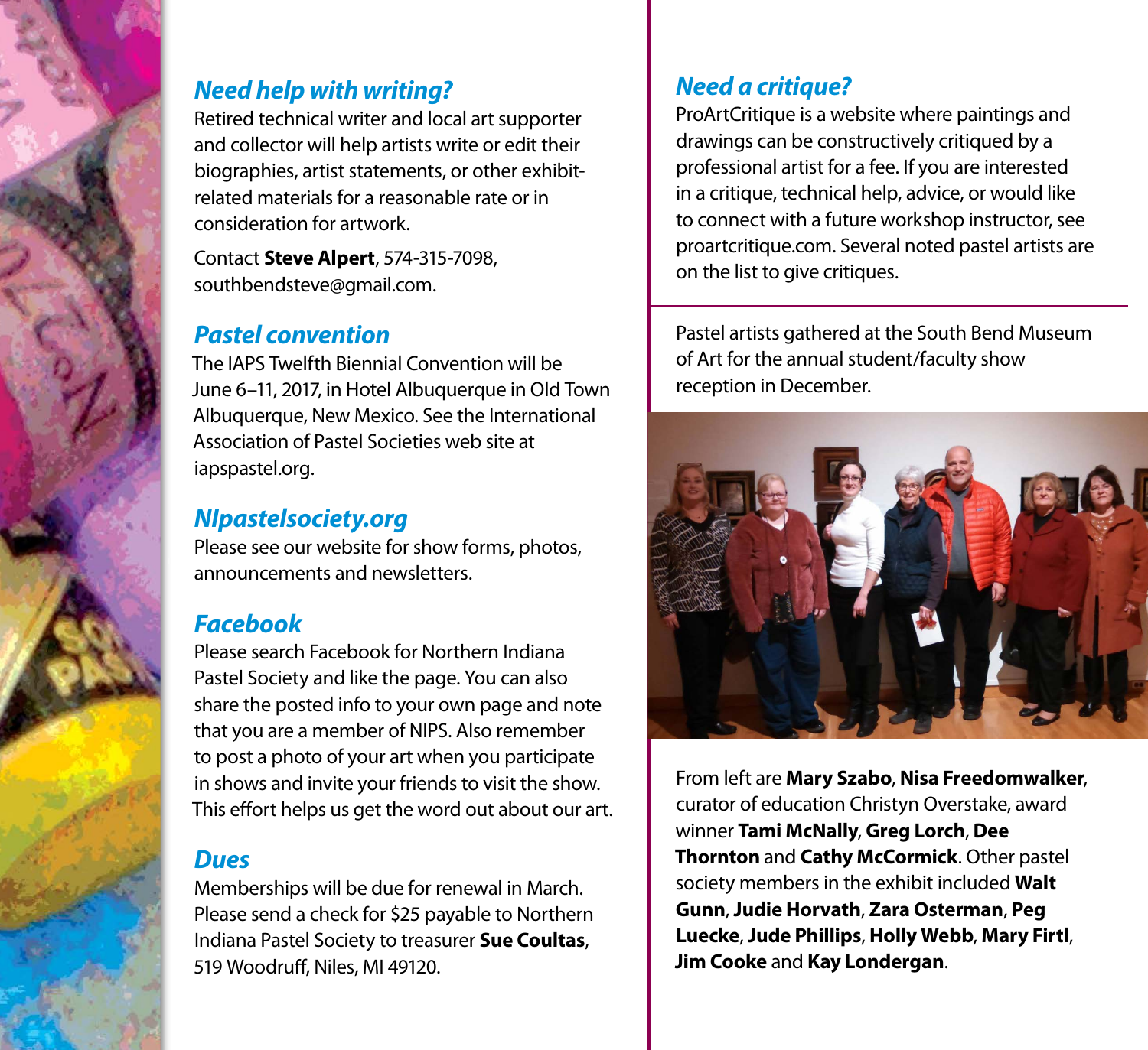## *Need help with writing?*

Retired technical writer and local art supporter and collector will help artists write or edit their biographies, artist statements, or other exhibit-related materials for a reasonable rate or in consideration for artwork.

Contact **Steve Alpert**, 574-315-7098, southbendsteve@gmail.com.

## *Pastel convention*

The IAPS Twelfth Biennial Convention will be June 6–11, 2017, in Hotel Albuquerque in Old Town Albuquerque, New Mexico. See the International Association of Pastel Societies web site at iapspastel.org.

## *NIpastelsociety.org*

Please see our website for show forms, photos, announcements and newsletters.

## *Facebook*

Please search Facebook for Northern Indiana Pastel Society and like the page. You can also share the posted info to your own page and note that you are a member of NIPS. Also remember to post a photo of your art when you participate in shows and invite your friends to visit the show. This effort helps us get the word out about our art.

## *Dues*

Memberships will be due for renewal in March. Please send a check for $25 payable to Northern Indiana Pastel Society to treasurer **Sue Coultas**, 519 Woodruff, Niles, MI 49120.

## *Need a critique?*

ProArtCritique is a website where paintings and drawings can be constructively critiqued by a professional artist for a fee. If you are interested in a critique, technical help, advice, or would like to connect with a future workshop instructor, see proartcritique.com. Several noted pastel artists are on the list to give critiques.

Pastel artists gathered at the South Bend Museum of Art for the annual student/faculty show reception in December.

From left are **Mary Szabo**, **Nisa Freedomwalker**, curator of education Christyn Overstake, award winner **Tami McNally**, **Greg Lorch**, **Dee Thornton** and **Cathy McCormick**. Other pastel society members in the exhibit included **Walt Gunn**, **Judie Horvath**, **Zara Osterman**, **Peg Luecke**, **Jude Phillips**, **Holly Webb**, **Mary Firtl**, **Jim Cooke** and **Kay Londergan**.